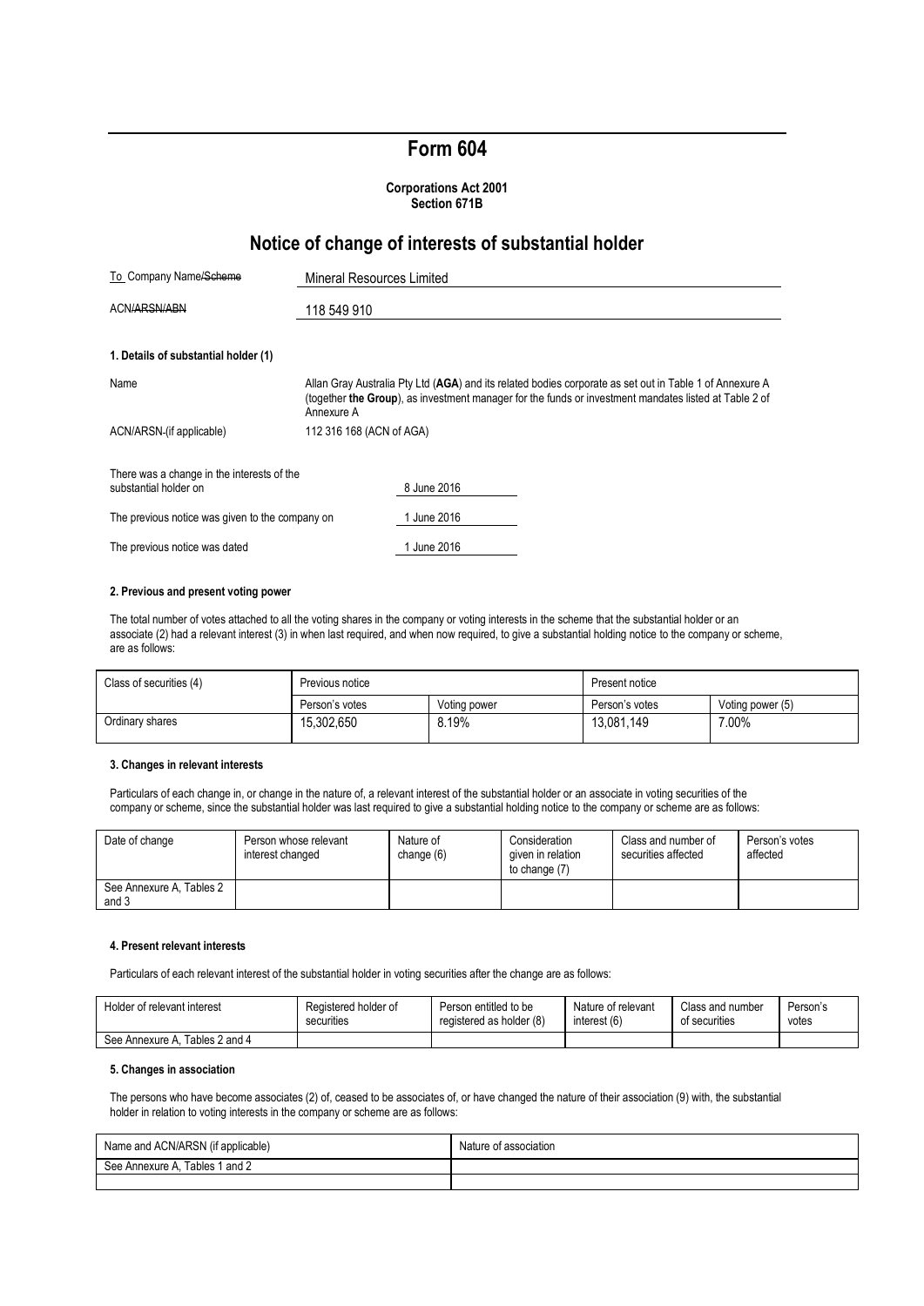# Form 604

**Corporations Act 2001**
**Section 671B**

## Notice of change of interests of substantial holder

| | |
|---|---|
| To Company Name/~~Scheme~~ | Mineral Resources Limited |
| ACN/~~ARSN/ABN~~ | 118 549 910 |

**1. Details of substantial holder (1)**

| | |
|---|---|
| Name | Allan Gray Australia Pty Ltd (**AGA**) and its related bodies corporate as set out in Table 1 of Annexure A (together **the Group**), as investment manager for the funds or investment mandates listed at Table 2 of Annexure A |
| ACN/ARSN (if applicable) | 112 316 168 (ACN of AGA) |

| | |
|---|---|
| There was a change in the interests of the substantial holder on | 8 June 2016 |
| The previous notice was given to the company on | 1 June 2016 |
| The previous notice was dated | 1 June 2016 |

**2. Previous and present voting power**

The total number of votes attached to all the voting shares in the company or voting interests in the scheme that the substantial holder or an associate (2) had a relevant interest (3) in when last required, and when now required, to give a substantial holding notice to the company or scheme, are as follows:

| Class of securities (4) | Previous notice | | Present notice | |
|---|---|---|---|---|
| | Person's votes | Voting power | Person's votes | Voting power (5) |
| Ordinary shares | 15,302,650 | 8.19% | 13,081,149 | 7.00% |

**3. Changes in relevant interests**

Particulars of each change in, or change in the nature of, a relevant interest of the substantial holder or an associate in voting securities of the company or scheme, since the substantial holder was last required to give a substantial holding notice to the company or scheme are as follows:

| Date of change | Person whose relevant interest changed | Nature of change (6) | Consideration given in relation to change (7) | Class and number of securities affected | Person's votes affected |
|---|---|---|---|---|---|
| See Annexure A, Tables 2 and 3 | | | | | |

**4. Present relevant interests**

Particulars of each relevant interest of the substantial holder in voting securities after the change are as follows:

| Holder of relevant interest | Registered holder of securities | Person entitled to be registered as holder (8) | Nature of relevant interest (6) | Class and number of securities | Person's votes |
|---|---|---|---|---|---|
| See Annexure A, Tables 2 and 4 | | | | | |

**5. Changes in association**

The persons who have become associates (2) of, ceased to be associates of, or have changed the nature of their association (9) with, the substantial holder in relation to voting interests in the company or scheme are as follows:

| Name and ACN/ARSN (if applicable) | Nature of association |
|---|---|
| See Annexure A, Tables 1 and 2 | |
| | |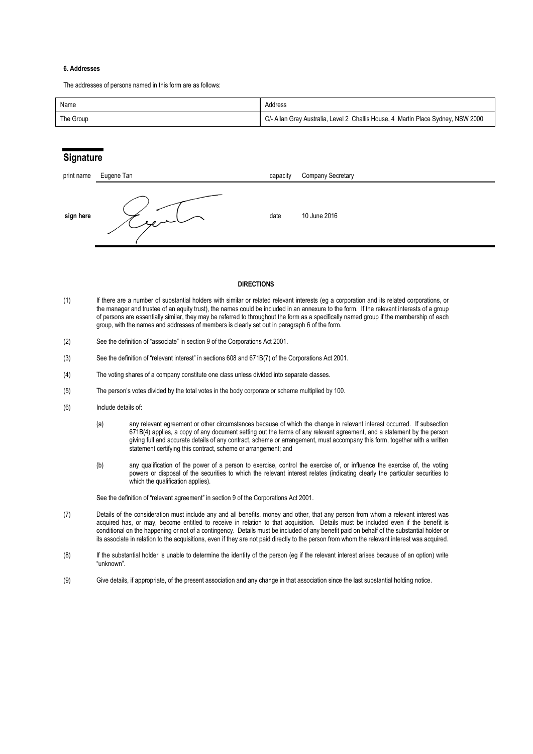**6. Addresses**

The addresses of persons named in this form are as follows:

| Name | Address |
| --- | --- |
| The Group | C/- Allan Gray Australia, Level 2 Challis House, 4 Martin Place Sydney, NSW 2000 |

## Signature

| | | | |
| --- | --- | --- | --- |
| print name | Eugene Tan | capacity | Company Secretary |
| **sign here** | | date | 10 June 2016 |

**DIRECTIONS**

(1) If there are a number of substantial holders with similar or related relevant interests (eg a corporation and its related corporations, or the manager and trustee of an equity trust), the names could be included in an annexure to the form. If the relevant interests of a group of persons are essentially similar, they may be referred to throughout the form as a specifically named group if the membership of each group, with the names and addresses of members is clearly set out in paragraph 6 of the form.

(2) See the definition of "associate" in section 9 of the Corporations Act 2001.

(3) See the definition of "relevant interest" in sections 608 and 671B(7) of the Corporations Act 2001.

(4) The voting shares of a company constitute one class unless divided into separate classes.

(5) The person's votes divided by the total votes in the body corporate or scheme multiplied by 100.

(6) Include details of:

(a) any relevant agreement or other circumstances because of which the change in relevant interest occurred. If subsection 671B(4) applies, a copy of any document setting out the terms of any relevant agreement, and a statement by the person giving full and accurate details of any contract, scheme or arrangement, must accompany this form, together with a written statement certifying this contract, scheme or arrangement; and

(b) any qualification of the power of a person to exercise, control the exercise of, or influence the exercise of, the voting powers or disposal of the securities to which the relevant interest relates (indicating clearly the particular securities to which the qualification applies).

See the definition of "relevant agreement" in section 9 of the Corporations Act 2001.

(7) Details of the consideration must include any and all benefits, money and other, that any person from whom a relevant interest was acquired has, or may, become entitled to receive in relation to that acquisition. Details must be included even if the benefit is conditional on the happening or not of a contingency. Details must be included of any benefit paid on behalf of the substantial holder or its associate in relation to the acquisitions, even if they are not paid directly to the person from whom the relevant interest was acquired.

(8) If the substantial holder is unable to determine the identity of the person (eg if the relevant interest arises because of an option) write "unknown".

(9) Give details, if appropriate, of the present association and any change in that association since the last substantial holding notice.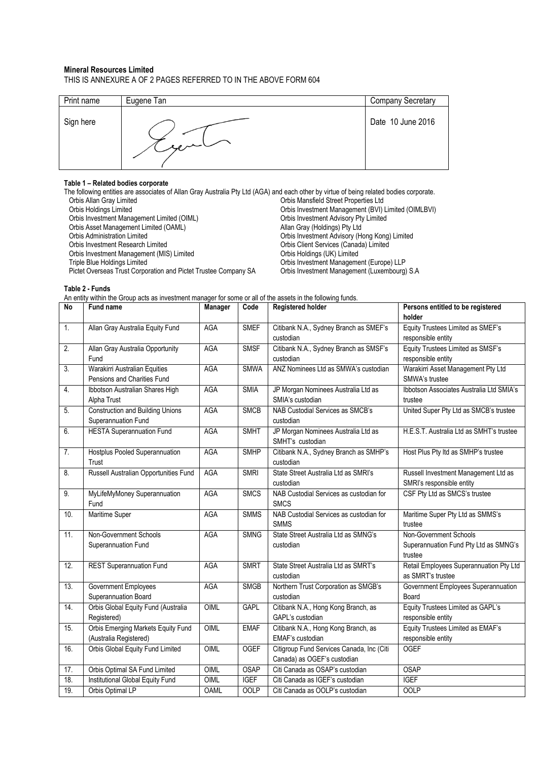**Mineral Resources Limited**

THIS IS ANNEXURE A OF 2 PAGES REFERRED TO IN THE ABOVE FORM 604

| Print name | Eugene Tan | Company Secretary |
|---|---|---|
| Sign here | | Date 10 June 2016 |

**Table 1 – Related bodies corporate**

The following entities are associates of Allan Gray Australia Pty Ltd (AGA) and each other by virtue of being related bodies corporate.

- Orbis Allan Gray Limited
- Orbis Holdings Limited
- Orbis Investment Management Limited (OIML)
- Orbis Asset Management Limited (OAML)
- Orbis Administration Limited
- Orbis Investment Research Limited
- Orbis Investment Management (MIS) Limited
- Triple Blue Holdings Limited
- Pictet Overseas Trust Corporation and Pictet Trustee Company SA
- Orbis Mansfield Street Properties Ltd
- Orbis Investment Management (BVI) Limited (OIMLBVI)
- Orbis Investment Advisory Pty Limited
- Allan Gray (Holdings) Pty Ltd
- Orbis Investment Advisory (Hong Kong) Limited
- Orbis Client Services (Canada) Limited
- Orbis Holdings (UK) Limited
- Orbis Investment Management (Europe) LLP
- Orbis Investment Management (Luxembourg) S.A

**Table 2 - Funds**

An entity within the Group acts as investment manager for some or all of the assets in the following funds.

| No | Fund name | Manager | Code | Registered holder | Persons entitled to be registered holder |
|---|---|---|---|---|---|
| 1. | Allan Gray Australia Equity Fund | AGA | SMEF | Citibank N.A., Sydney Branch as SMEF's custodian | Equity Trustees Limited as SMEF's responsible entity |
| 2. | Allan Gray Australia Opportunity Fund | AGA | SMSF | Citibank N.A., Sydney Branch as SMSF's custodian | Equity Trustees Limited as SMSF's responsible entity |
| 3. | Warakirri Australian Equities Pensions and Charities Fund | AGA | SMWA | ANZ Nominees Ltd as SMWA's custodian | Warakirri Asset Management Pty Ltd SMWA's trustee |
| 4. | Ibbotson Australian Shares High Alpha Trust | AGA | SMIA | JP Morgan Nominees Australia Ltd as SMIA's custodian | Ibbotson Associates Australia Ltd SMIA's trustee |
| 5. | Construction and Building Unions Superannuation Fund | AGA | SMCB | NAB Custodial Services as SMCB's custodian | United Super Pty Ltd as SMCB's trustee |
| 6. | HESTA Superannuation Fund | AGA | SMHT | JP Morgan Nominees Australia Ltd as SMHT's custodian | H.E.S.T. Australia Ltd as SMHT's trustee |
| 7. | Hostplus Pooled Superannuation Trust | AGA | SMHP | Citibank N.A., Sydney Branch as SMHP's custodian | Host Plus Pty ltd as SMHP's trustee |
| 8. | Russell Australian Opportunities Fund | AGA | SMRI | State Street Australia Ltd as SMRI's custodian | Russell Investment Management Ltd as SMRI's responsible entity |
| 9. | MyLifeMyMoney Superannuation Fund | AGA | SMCS | NAB Custodial Services as custodian for SMCS | CSF Pty Ltd as SMCS's trustee |
| 10. | Maritime Super | AGA | SMMS | NAB Custodial Services as custodian for SMMS | Maritime Super Pty Ltd as SMMS's trustee |
| 11. | Non-Government Schools Superannuation Fund | AGA | SMNG | State Street Australia Ltd as SMNG's custodian | Non-Government Schools Superannuation Fund Pty Ltd as SMNG's trustee |
| 12. | REST Superannuation Fund | AGA | SMRT | State Street Australia Ltd as SMRT's custodian | Retail Employees Superannuation Pty Ltd as SMRT's trustee |
| 13. | Government Employees Superannuation Board | AGA | SMGB | Northern Trust Corporation as SMGB's custodian | Government Employees Superannuation Board |
| 14. | Orbis Global Equity Fund (Australia Registered) | OIML | GAPL | Citibank N.A., Hong Kong Branch, as GAPL's custodian | Equity Trustees Limited as GAPL's responsible entity |
| 15. | Orbis Emerging Markets Equity Fund (Australia Registered) | OIML | EMAF | Citibank N.A., Hong Kong Branch, as EMAF's custodian | Equity Trustees Limited as EMAF's responsible entity |
| 16. | Orbis Global Equity Fund Limited | OIML | OGEF | Citigroup Fund Services Canada, Inc (Citi Canada) as OGEF's custodian | OGEF |
| 17. | Orbis Optimal SA Fund Limited | OIML | OSAP | Citi Canada as OSAP's custodian | OSAP |
| 18. | Institutional Global Equity Fund | OIML | IGEF | Citi Canada as IGEF's custodian | IGEF |
| 19. | Orbis Optimal LP | OAML | OOLP | Citi Canada as OOLP's custodian | OOLP |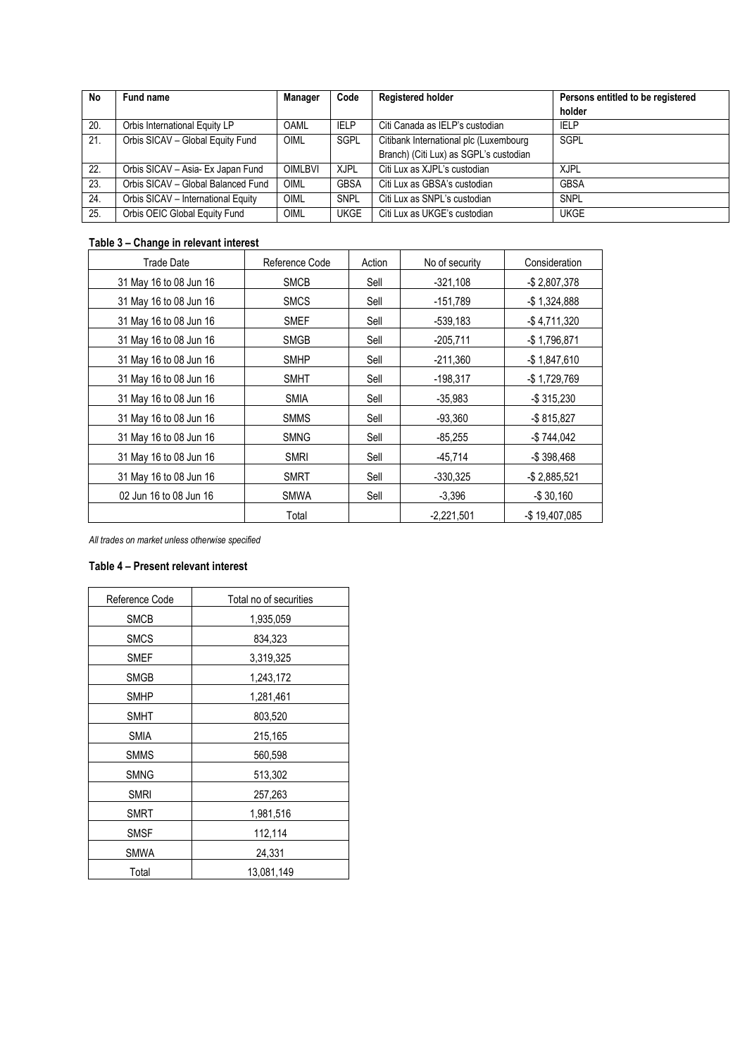| No | Fund name | Manager | Code | Registered holder | Persons entitled to be registered holder |
|---|---|---|---|---|---|
| 20. | Orbis International Equity LP | OAML | IELP | Citi Canada as IELP's custodian | IELP |
| 21. | Orbis SICAV – Global Equity Fund | OIML | SGPL | Citibank International plc (Luxembourg Branch) (Citi Lux) as SGPL's custodian | SGPL |
| 22. | Orbis SICAV – Asia- Ex Japan Fund | OIMLBVI | XJPL | Citi Lux as XJPL's custodian | XJPL |
| 23. | Orbis SICAV – Global Balanced Fund | OIML | GBSA | Citi Lux as GBSA's custodian | GBSA |
| 24. | Orbis SICAV – International Equity | OIML | SNPL | Citi Lux as SNPL's custodian | SNPL |
| 25. | Orbis OEIC Global Equity Fund | OIML | UKGE | Citi Lux as UKGE's custodian | UKGE |

**Table 3 – Change in relevant interest**

| Trade Date | Reference Code | Action | No of security | Consideration |
|---|---|---|---|---|
| 31 May 16 to 08 Jun 16 | SMCB | Sell | -321,108 | -$ 2,807,378 |
| 31 May 16 to 08 Jun 16 | SMCS | Sell | -151,789 | -$ 1,324,888 |
| 31 May 16 to 08 Jun 16 | SMEF | Sell | -539,183 | -$ 4,711,320 |
| 31 May 16 to 08 Jun 16 | SMGB | Sell | -205,711 | -$ 1,796,871 |
| 31 May 16 to 08 Jun 16 | SMHP | Sell | -211,360 | -$ 1,847,610 |
| 31 May 16 to 08 Jun 16 | SMHT | Sell | -198,317 | -$ 1,729,769 |
| 31 May 16 to 08 Jun 16 | SMIA | Sell | -35,983 | -$ 315,230 |
| 31 May 16 to 08 Jun 16 | SMMS | Sell | -93,360 | -$ 815,827 |
| 31 May 16 to 08 Jun 16 | SMNG | Sell | -85,255 | -$ 744,042 |
| 31 May 16 to 08 Jun 16 | SMRI | Sell | -45,714 | -$ 398,468 |
| 31 May 16 to 08 Jun 16 | SMRT | Sell | -330,325 | -$ 2,885,521 |
| 02 Jun 16 to 08 Jun 16 | SMWA | Sell | -3,396 | -$ 30,160 |
| | Total | | -2,221,501 | -$ 19,407,085 |

*All trades on market unless otherwise specified*

**Table 4 – Present relevant interest**

| Reference Code | Total no of securities |
|---|---|
| SMCB | 1,935,059 |
| SMCS | 834,323 |
| SMEF | 3,319,325 |
| SMGB | 1,243,172 |
| SMHP | 1,281,461 |
| SMHT | 803,520 |
| SMIA | 215,165 |
| SMMS | 560,598 |
| SMNG | 513,302 |
| SMRI | 257,263 |
| SMRT | 1,981,516 |
| SMSF | 112,114 |
| SMWA | 24,331 |
| Total | 13,081,149 |